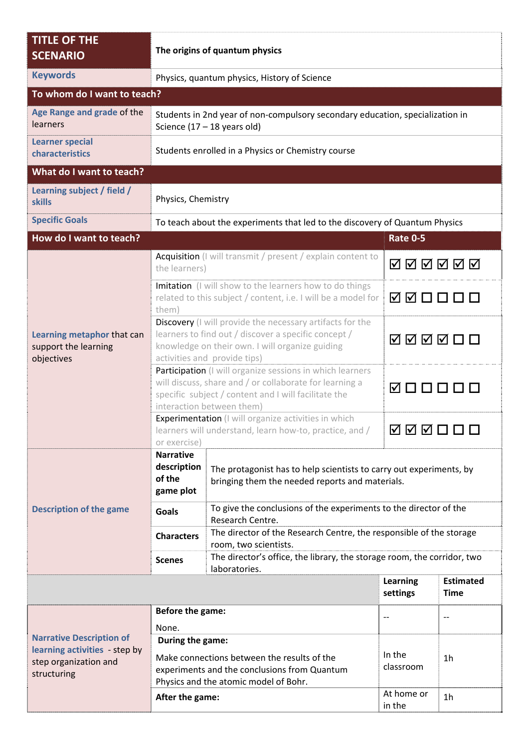| TITLE OF THE SCENARIO | The origins of quantum physics | | |
|---|---|---|---|
| Keywords | Physics, quantum physics, History of Science | | |
| **To whom do I want to teach?** | | | |
| Age Range and grade of the learners | Students in 2nd year of non-compulsory secondary education, specialization in Science (17 – 18 years old) | | |
| Learner special characteristics | Students enrolled in a Physics or Chemistry course | | |
| **What do I want to teach?** | | | |
| Learning subject / field / skills | Physics, Chemistry | | |
| Specific Goals | To teach about the experiments that led to the discovery of Quantum Physics | | |
| **How do I want to teach?** | | **Rate 0-5** | |
| Learning metaphor that can support the learning objectives | Acquisition (I will transmit / present / explain content to the learners) | ☑ ☑ ☑ ☑ ☑ ☑ | |
| | Imitation (I will show to the learners how to do things related to this subject / content, i.e. I will be a model for them) | ☑ ☑ ☐ ☐ ☐ ☐ | |
| | Discovery (I will provide the necessary artifacts for the learners to find out / discover a specific concept / knowledge on their own. I will organize guiding activities and provide tips) | ☑ ☑ ☑ ☑ ☐ ☐ | |
| | Participation (I will organize sessions in which learners will discuss, share and / or collaborate for learning a specific subject / content and I will facilitate the interaction between them) | ☑ ☐ ☐ ☐ ☐ ☐ | |
| | Experimentation (I will organize activities in which learners will understand, learn how-to, practice, and / or exercise) | ☑ ☑ ☑ ☐ ☐ ☐ | |
| Description of the game | **Narrative description of the game plot** | The protagonist has to help scientists to carry out experiments, by bringing them the needed reports and materials. | |
| | **Goals** | To give the conclusions of the experiments to the director of the Research Centre. | |
| | **Characters** | The director of the Research Centre, the responsible of the storage room, two scientists. | |
| | **Scenes** | The director's office, the library, the storage room, the corridor, two laboratories. | |
| | | **Learning settings** | **Estimated Time** |
| Narrative Description of learning activities - step by step organization and structuring | **Before the game:** None. | -- | -- |
| | **During the game:** Make connections between the results of the experiments and the conclusions from Quantum Physics and the atomic model of Bohr. | In the classroom | 1h |
| | **After the game:** | At home or in the | 1h |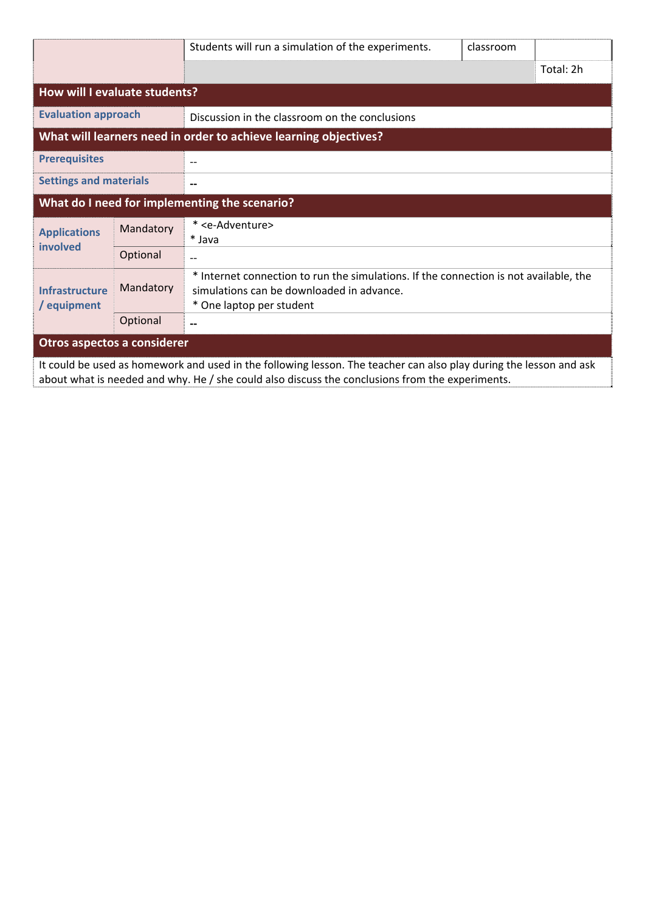| | | | |
|---|---|---|---|
| | Students will run a simulation of the experiments. | classroom | |
| | | | Total: 2h |

| | | |
|---|---|---|
| **How will I evaluate students?** | | |
| **Evaluation approach** | | Discussion in the classroom on the conclusions |
| **What will learners need in order to achieve learning objectives?** | | |
| **Prerequisites** | | -- |
| **Settings and materials** | | -- |
| **What do I need for implementing the scenario?** | | |
| **Applications involved** | Mandatory | * <e-Adventure><br>* Java |
| | Optional | -- |
| **Infrastructure / equipment** | Mandatory | * Internet connection to run the simulations. If the connection is not available, the simulations can be downloaded in advance.<br>* One laptop per student |
| | Optional | -- |
| **Otros aspectos a considerer** | | |
| It could be used as homework and used in the following lesson. The teacher can also play during the lesson and ask about what is needed and why. He / she could also discuss the conclusions from the experiments. | | |